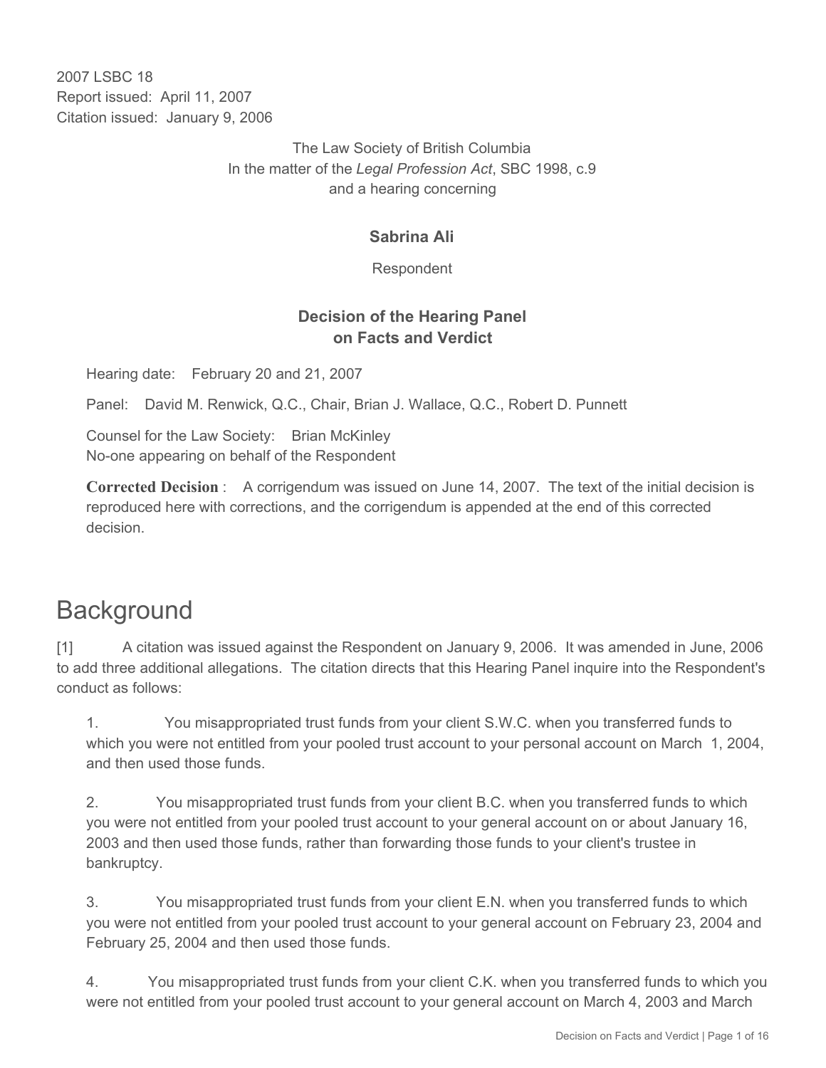2007 LSBC 18
Report issued: April 11, 2007
Citation issued: January 9, 2006

The Law Society of British Columbia
In the matter of the *Legal Profession Act*, SBC 1998, c.9
and a hearing concerning

**Sabrina Ali**

Respondent

**Decision of the Hearing Panel on Facts and Verdict**

Hearing date: February 20 and 21, 2007

Panel: David M. Renwick, Q.C., Chair, Brian J. Wallace, Q.C., Robert D. Punnett

Counsel for the Law Society: Brian McKinley
No-one appearing on behalf of the Respondent

**Corrected Decision**: A corrigendum was issued on June 14, 2007. The text of the initial decision is reproduced here with corrections, and the corrigendum is appended at the end of this corrected decision.

# Background

[1] A citation was issued against the Respondent on January 9, 2006. It was amended in June, 2006 to add three additional allegations. The citation directs that this Hearing Panel inquire into the Respondent's conduct as follows:

1. You misappropriated trust funds from your client S.W.C. when you transferred funds to which you were not entitled from your pooled trust account to your personal account on March 1, 2004, and then used those funds.

2. You misappropriated trust funds from your client B.C. when you transferred funds to which you were not entitled from your pooled trust account to your general account on or about January 16, 2003 and then used those funds, rather than forwarding those funds to your client's trustee in bankruptcy.

3. You misappropriated trust funds from your client E.N. when you transferred funds to which you were not entitled from your pooled trust account to your general account on February 23, 2004 and February 25, 2004 and then used those funds.

4. You misappropriated trust funds from your client C.K. when you transferred funds to which you were not entitled from your pooled trust account to your general account on March 4, 2003 and March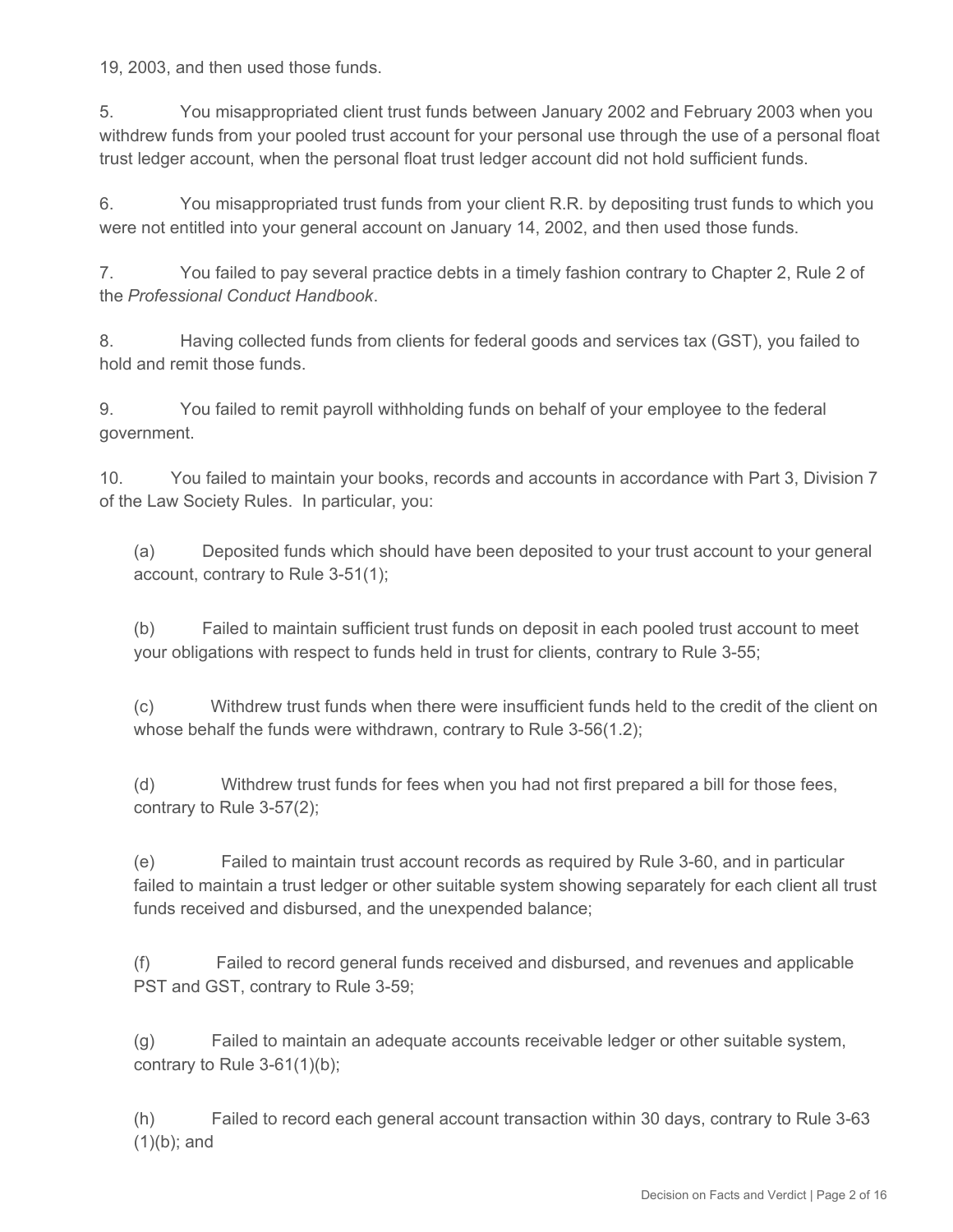19, 2003, and then used those funds.

5. You misappropriated client trust funds between January 2002 and February 2003 when you withdrew funds from your pooled trust account for your personal use through the use of a personal float trust ledger account, when the personal float trust ledger account did not hold sufficient funds.

6. You misappropriated trust funds from your client R.R. by depositing trust funds to which you were not entitled into your general account on January 14, 2002, and then used those funds.

7. You failed to pay several practice debts in a timely fashion contrary to Chapter 2, Rule 2 of the *Professional Conduct Handbook*.

8. Having collected funds from clients for federal goods and services tax (GST), you failed to hold and remit those funds.

9. You failed to remit payroll withholding funds on behalf of your employee to the federal government.

10. You failed to maintain your books, records and accounts in accordance with Part 3, Division 7 of the Law Society Rules. In particular, you:

(a) Deposited funds which should have been deposited to your trust account to your general account, contrary to Rule 3-51(1);

(b) Failed to maintain sufficient trust funds on deposit in each pooled trust account to meet your obligations with respect to funds held in trust for clients, contrary to Rule 3-55;

(c) Withdrew trust funds when there were insufficient funds held to the credit of the client on whose behalf the funds were withdrawn, contrary to Rule 3-56(1.2);

(d) Withdrew trust funds for fees when you had not first prepared a bill for those fees, contrary to Rule 3-57(2);

(e) Failed to maintain trust account records as required by Rule 3-60, and in particular failed to maintain a trust ledger or other suitable system showing separately for each client all trust funds received and disbursed, and the unexpended balance;

(f) Failed to record general funds received and disbursed, and revenues and applicable PST and GST, contrary to Rule 3-59;

(g) Failed to maintain an adequate accounts receivable ledger or other suitable system, contrary to Rule 3-61(1)(b);

(h) Failed to record each general account transaction within 30 days, contrary to Rule 3-63 (1)(b); and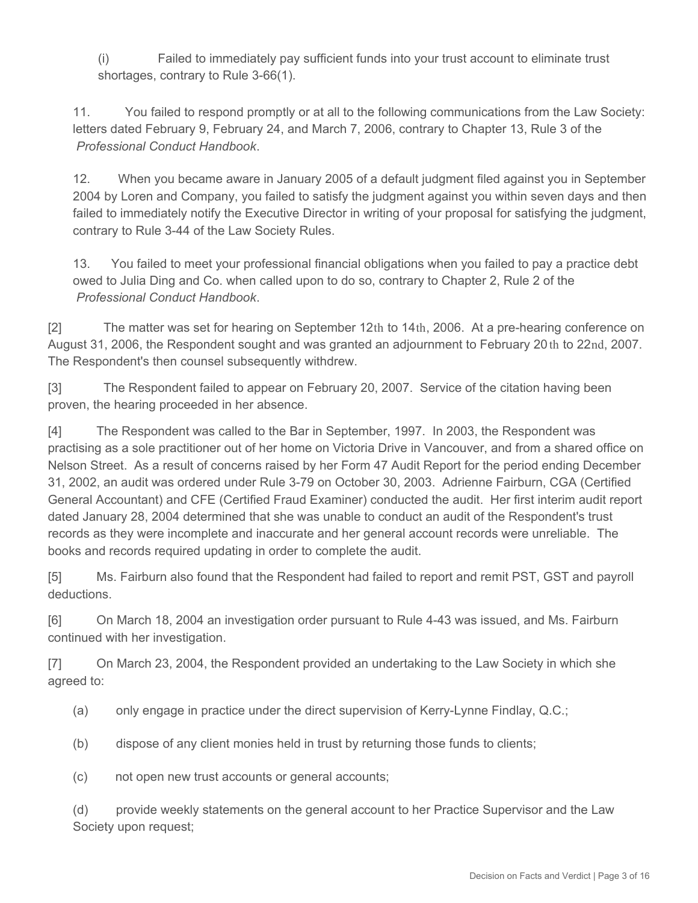(i) Failed to immediately pay sufficient funds into your trust account to eliminate trust shortages, contrary to Rule 3-66(1).

11. You failed to respond promptly or at all to the following communications from the Law Society: letters dated February 9, February 24, and March 7, 2006, contrary to Chapter 13, Rule 3 of the *Professional Conduct Handbook*.

12. When you became aware in January 2005 of a default judgment filed against you in September 2004 by Loren and Company, you failed to satisfy the judgment against you within seven days and then failed to immediately notify the Executive Director in writing of your proposal for satisfying the judgment, contrary to Rule 3-44 of the Law Society Rules.

13. You failed to meet your professional financial obligations when you failed to pay a practice debt owed to Julia Ding and Co. when called upon to do so, contrary to Chapter 2, Rule 2 of the *Professional Conduct Handbook*.

[2] The matter was set for hearing on September 12th to 14th, 2006. At a pre-hearing conference on August 31, 2006, the Respondent sought and was granted an adjournment to February 20th to 22nd, 2007. The Respondent's then counsel subsequently withdrew.

[3] The Respondent failed to appear on February 20, 2007. Service of the citation having been proven, the hearing proceeded in her absence.

[4] The Respondent was called to the Bar in September, 1997. In 2003, the Respondent was practising as a sole practitioner out of her home on Victoria Drive in Vancouver, and from a shared office on Nelson Street. As a result of concerns raised by her Form 47 Audit Report for the period ending December 31, 2002, an audit was ordered under Rule 3-79 on October 30, 2003. Adrienne Fairburn, CGA (Certified General Accountant) and CFE (Certified Fraud Examiner) conducted the audit. Her first interim audit report dated January 28, 2004 determined that she was unable to conduct an audit of the Respondent's trust records as they were incomplete and inaccurate and her general account records were unreliable. The books and records required updating in order to complete the audit.

[5] Ms. Fairburn also found that the Respondent had failed to report and remit PST, GST and payroll deductions.

[6] On March 18, 2004 an investigation order pursuant to Rule 4-43 was issued, and Ms. Fairburn continued with her investigation.

[7] On March 23, 2004, the Respondent provided an undertaking to the Law Society in which she agreed to:

(a) only engage in practice under the direct supervision of Kerry-Lynne Findlay, Q.C.;

(b) dispose of any client monies held in trust by returning those funds to clients;

(c) not open new trust accounts or general accounts;

(d) provide weekly statements on the general account to her Practice Supervisor and the Law Society upon request;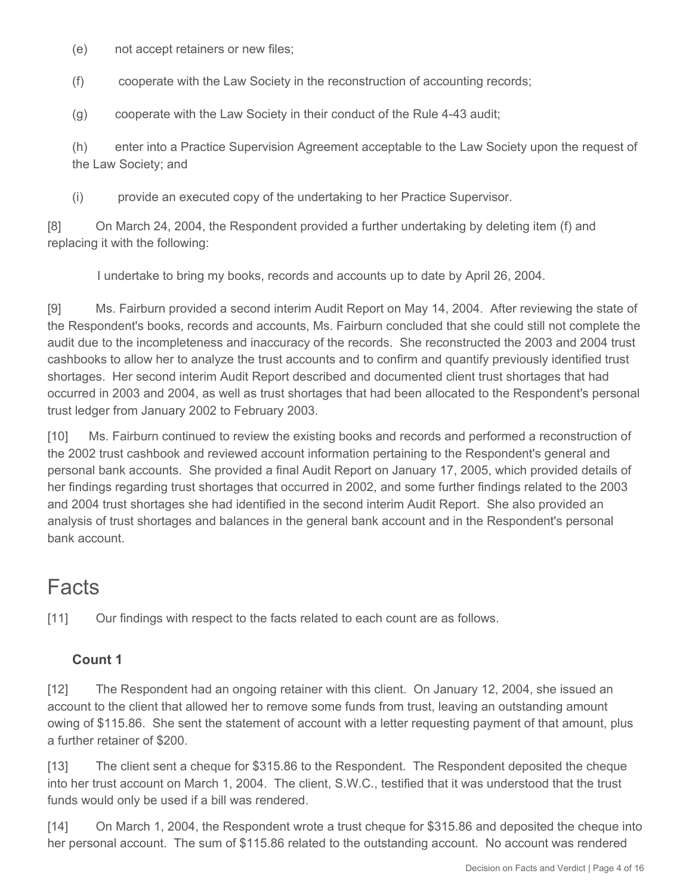(e) not accept retainers or new files;

(f) cooperate with the Law Society in the reconstruction of accounting records;

(g) cooperate with the Law Society in their conduct of the Rule 4-43 audit;

(h) enter into a Practice Supervision Agreement acceptable to the Law Society upon the request of the Law Society; and

(i) provide an executed copy of the undertaking to her Practice Supervisor.

[8] On March 24, 2004, the Respondent provided a further undertaking by deleting item (f) and replacing it with the following:

> I undertake to bring my books, records and accounts up to date by April 26, 2004.

[9] Ms. Fairburn provided a second interim Audit Report on May 14, 2004. After reviewing the state of the Respondent's books, records and accounts, Ms. Fairburn concluded that she could still not complete the audit due to the incompleteness and inaccuracy of the records. She reconstructed the 2003 and 2004 trust cashbooks to allow her to analyze the trust accounts and to confirm and quantify previously identified trust shortages. Her second interim Audit Report described and documented client trust shortages that had occurred in 2003 and 2004, as well as trust shortages that had been allocated to the Respondent's personal trust ledger from January 2002 to February 2003.

[10] Ms. Fairburn continued to review the existing books and records and performed a reconstruction of the 2002 trust cashbook and reviewed account information pertaining to the Respondent's general and personal bank accounts. She provided a final Audit Report on January 17, 2005, which provided details of her findings regarding trust shortages that occurred in 2002, and some further findings related to the 2003 and 2004 trust shortages she had identified in the second interim Audit Report. She also provided an analysis of trust shortages and balances in the general bank account and in the Respondent's personal bank account.

# Facts

[11] Our findings with respect to the facts related to each count are as follows.

### Count 1

[12] The Respondent had an ongoing retainer with this client. On January 12, 2004, she issued an account to the client that allowed her to remove some funds from trust, leaving an outstanding amount owing of $115.86. She sent the statement of account with a letter requesting payment of that amount, plus a further retainer of $200.

[13] The client sent a cheque for $315.86 to the Respondent. The Respondent deposited the cheque into her trust account on March 1, 2004. The client, S.W.C., testified that it was understood that the trust funds would only be used if a bill was rendered.

[14] On March 1, 2004, the Respondent wrote a trust cheque for $315.86 and deposited the cheque into her personal account. The sum of $115.86 related to the outstanding account. No account was rendered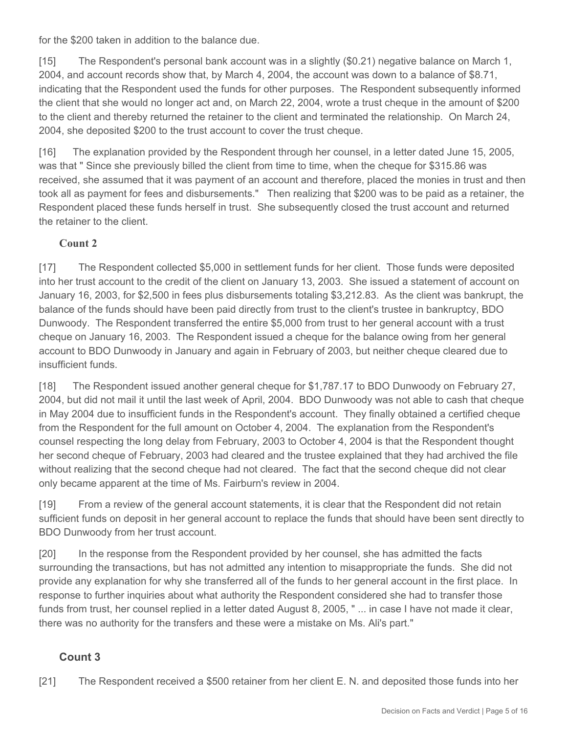for the $200 taken in addition to the balance due.

[15] The Respondent's personal bank account was in a slightly ($0.21) negative balance on March 1, 2004, and account records show that, by March 4, 2004, the account was down to a balance of $8.71, indicating that the Respondent used the funds for other purposes. The Respondent subsequently informed the client that she would no longer act and, on March 22, 2004, wrote a trust cheque in the amount of $200 to the client and thereby returned the retainer to the client and terminated the relationship. On March 24, 2004, she deposited $200 to the trust account to cover the trust cheque.

[16] The explanation provided by the Respondent through her counsel, in a letter dated June 15, 2005, was that " Since she previously billed the client from time to time, when the cheque for $315.86 was received, she assumed that it was payment of an account and therefore, placed the monies in trust and then took all as payment for fees and disbursements." Then realizing that $200 was to be paid as a retainer, the Respondent placed these funds herself in trust. She subsequently closed the trust account and returned the retainer to the client.

### Count 2

[17] The Respondent collected $5,000 in settlement funds for her client. Those funds were deposited into her trust account to the credit of the client on January 13, 2003. She issued a statement of account on January 16, 2003, for $2,500 in fees plus disbursements totaling $3,212.83. As the client was bankrupt, the balance of the funds should have been paid directly from trust to the client's trustee in bankruptcy, BDO Dunwoody. The Respondent transferred the entire $5,000 from trust to her general account with a trust cheque on January 16, 2003. The Respondent issued a cheque for the balance owing from her general account to BDO Dunwoody in January and again in February of 2003, but neither cheque cleared due to insufficient funds.

[18] The Respondent issued another general cheque for $1,787.17 to BDO Dunwoody on February 27, 2004, but did not mail it until the last week of April, 2004. BDO Dunwoody was not able to cash that cheque in May 2004 due to insufficient funds in the Respondent's account. They finally obtained a certified cheque from the Respondent for the full amount on October 4, 2004. The explanation from the Respondent's counsel respecting the long delay from February, 2003 to October 4, 2004 is that the Respondent thought her second cheque of February, 2003 had cleared and the trustee explained that they had archived the file without realizing that the second cheque had not cleared. The fact that the second cheque did not clear only became apparent at the time of Ms. Fairburn's review in 2004.

[19] From a review of the general account statements, it is clear that the Respondent did not retain sufficient funds on deposit in her general account to replace the funds that should have been sent directly to BDO Dunwoody from her trust account.

[20] In the response from the Respondent provided by her counsel, she has admitted the facts surrounding the transactions, but has not admitted any intention to misappropriate the funds. She did not provide any explanation for why she transferred all of the funds to her general account in the first place. In response to further inquiries about what authority the Respondent considered she had to transfer those funds from trust, her counsel replied in a letter dated August 8, 2005, " ... in case I have not made it clear, there was no authority for the transfers and these were a mistake on Ms. Ali's part."

### Count 3

[21] The Respondent received a $500 retainer from her client E. N. and deposited those funds into her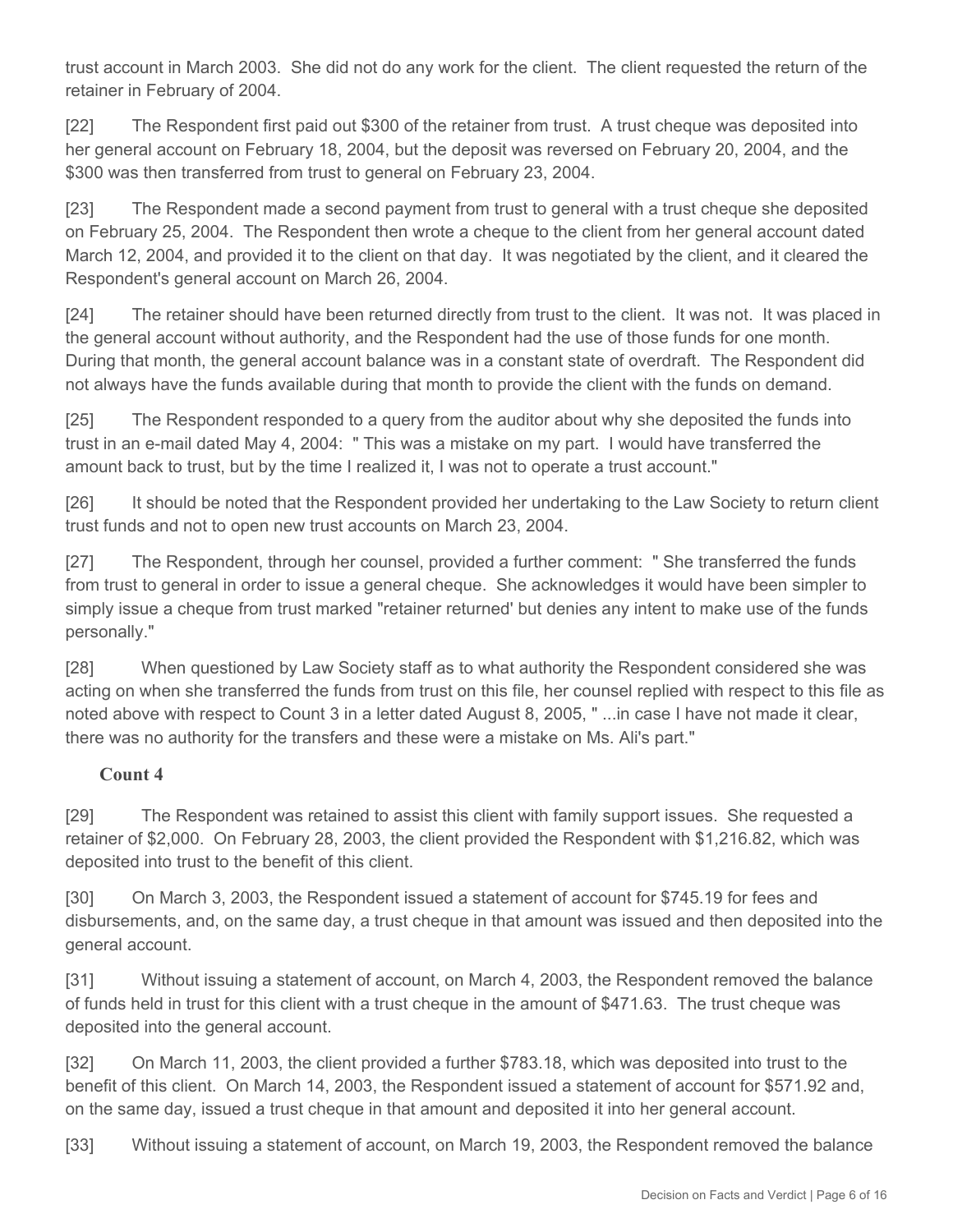trust account in March 2003. She did not do any work for the client. The client requested the return of the retainer in February of 2004.

[22] The Respondent first paid out $300 of the retainer from trust. A trust cheque was deposited into her general account on February 18, 2004, but the deposit was reversed on February 20, 2004, and the $300 was then transferred from trust to general on February 23, 2004.

[23] The Respondent made a second payment from trust to general with a trust cheque she deposited on February 25, 2004. The Respondent then wrote a cheque to the client from her general account dated March 12, 2004, and provided it to the client on that day. It was negotiated by the client, and it cleared the Respondent's general account on March 26, 2004.

[24] The retainer should have been returned directly from trust to the client. It was not. It was placed in the general account without authority, and the Respondent had the use of those funds for one month. During that month, the general account balance was in a constant state of overdraft. The Respondent did not always have the funds available during that month to provide the client with the funds on demand.

[25] The Respondent responded to a query from the auditor about why she deposited the funds into trust in an e-mail dated May 4, 2004: " This was a mistake on my part. I would have transferred the amount back to trust, but by the time I realized it, I was not to operate a trust account."

[26] It should be noted that the Respondent provided her undertaking to the Law Society to return client trust funds and not to open new trust accounts on March 23, 2004.

[27] The Respondent, through her counsel, provided a further comment: " She transferred the funds from trust to general in order to issue a general cheque. She acknowledges it would have been simpler to simply issue a cheque from trust marked "retainer returned' but denies any intent to make use of the funds personally."

[28] When questioned by Law Society staff as to what authority the Respondent considered she was acting on when she transferred the funds from trust on this file, her counsel replied with respect to this file as noted above with respect to Count 3 in a letter dated August 8, 2005, " ...in case I have not made it clear, there was no authority for the transfers and these were a mistake on Ms. Ali's part."

**Count 4**

[29] The Respondent was retained to assist this client with family support issues. She requested a retainer of $2,000. On February 28, 2003, the client provided the Respondent with $1,216.82, which was deposited into trust to the benefit of this client.

[30] On March 3, 2003, the Respondent issued a statement of account for $745.19 for fees and disbursements, and, on the same day, a trust cheque in that amount was issued and then deposited into the general account.

[31] Without issuing a statement of account, on March 4, 2003, the Respondent removed the balance of funds held in trust for this client with a trust cheque in the amount of $471.63. The trust cheque was deposited into the general account.

[32] On March 11, 2003, the client provided a further $783.18, which was deposited into trust to the benefit of this client. On March 14, 2003, the Respondent issued a statement of account for $571.92 and, on the same day, issued a trust cheque in that amount and deposited it into her general account.

[33] Without issuing a statement of account, on March 19, 2003, the Respondent removed the balance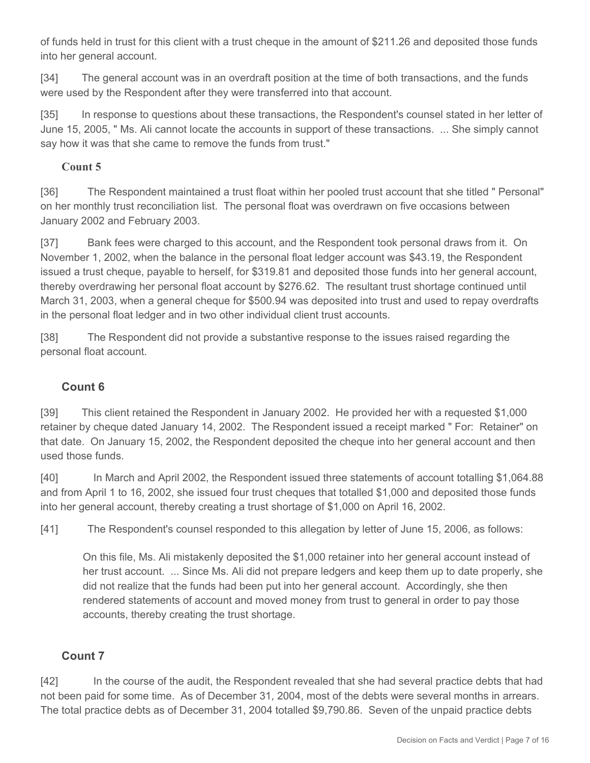of funds held in trust for this client with a trust cheque in the amount of $211.26 and deposited those funds into her general account.

[34] The general account was in an overdraft position at the time of both transactions, and the funds were used by the Respondent after they were transferred into that account.

[35] In response to questions about these transactions, the Respondent's counsel stated in her letter of June 15, 2005, " Ms. Ali cannot locate the accounts in support of these transactions. ... She simply cannot say how it was that she came to remove the funds from trust."

### Count 5

[36] The Respondent maintained a trust float within her pooled trust account that she titled " Personal" on her monthly trust reconciliation list. The personal float was overdrawn on five occasions between January 2002 and February 2003.

[37] Bank fees were charged to this account, and the Respondent took personal draws from it. On November 1, 2002, when the balance in the personal float ledger account was $43.19, the Respondent issued a trust cheque, payable to herself, for $319.81 and deposited those funds into her general account, thereby overdrawing her personal float account by $276.62. The resultant trust shortage continued until March 31, 2003, when a general cheque for $500.94 was deposited into trust and used to repay overdrafts in the personal float ledger and in two other individual client trust accounts.

[38] The Respondent did not provide a substantive response to the issues raised regarding the personal float account.

### Count 6

[39] This client retained the Respondent in January 2002. He provided her with a requested $1,000 retainer by cheque dated January 14, 2002. The Respondent issued a receipt marked " For: Retainer" on that date. On January 15, 2002, the Respondent deposited the cheque into her general account and then used those funds.

[40] In March and April 2002, the Respondent issued three statements of account totalling $1,064.88 and from April 1 to 16, 2002, she issued four trust cheques that totalled $1,000 and deposited those funds into her general account, thereby creating a trust shortage of $1,000 on April 16, 2002.

[41] The Respondent's counsel responded to this allegation by letter of June 15, 2006, as follows:

> On this file, Ms. Ali mistakenly deposited the $1,000 retainer into her general account instead of her trust account. ... Since Ms. Ali did not prepare ledgers and keep them up to date properly, she did not realize that the funds had been put into her general account. Accordingly, she then rendered statements of account and moved money from trust to general in order to pay those accounts, thereby creating the trust shortage.

### Count 7

[42] In the course of the audit, the Respondent revealed that she had several practice debts that had not been paid for some time. As of December 31, 2004, most of the debts were several months in arrears. The total practice debts as of December 31, 2004 totalled $9,790.86. Seven of the unpaid practice debts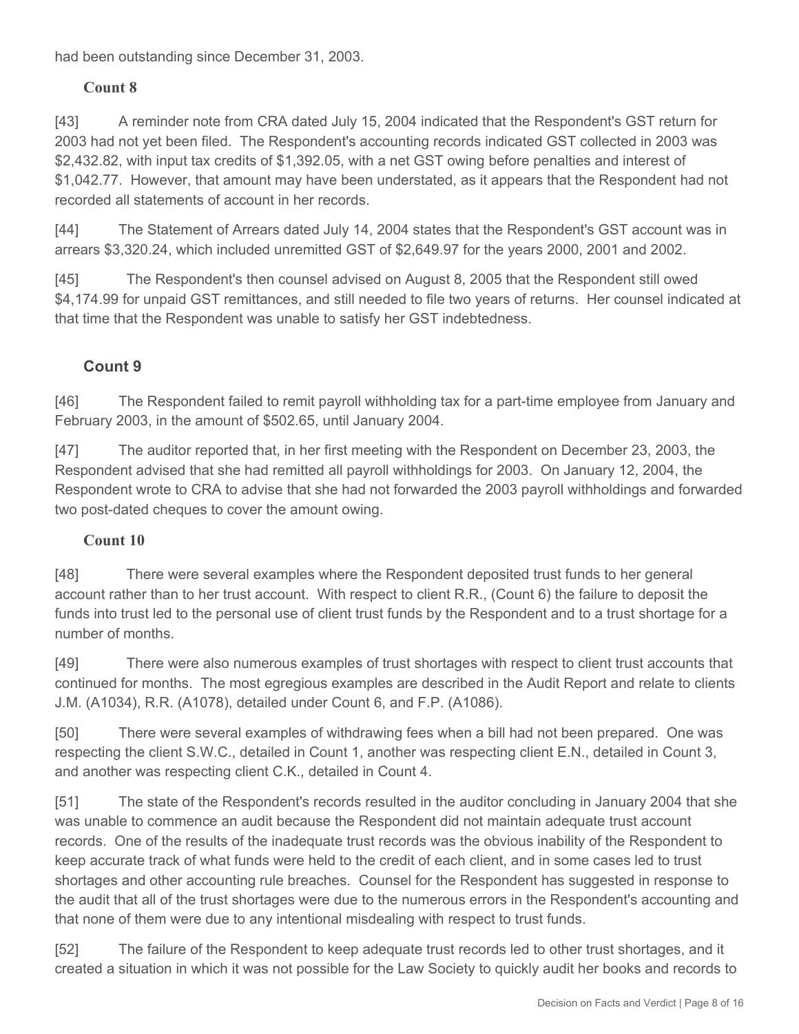had been outstanding since December 31, 2003.

### Count 8

[43] A reminder note from CRA dated July 15, 2004 indicated that the Respondent's GST return for 2003 had not yet been filed. The Respondent's accounting records indicated GST collected in 2003 was $2,432.82, with input tax credits of $1,392.05, with a net GST owing before penalties and interest of $1,042.77. However, that amount may have been understated, as it appears that the Respondent had not recorded all statements of account in her records.

[44] The Statement of Arrears dated July 14, 2004 states that the Respondent's GST account was in arrears $3,320.24, which included unremitted GST of $2,649.97 for the years 2000, 2001 and 2002.

[45] The Respondent's then counsel advised on August 8, 2005 that the Respondent still owed $4,174.99 for unpaid GST remittances, and still needed to file two years of returns. Her counsel indicated at that time that the Respondent was unable to satisfy her GST indebtedness.

### Count 9

[46] The Respondent failed to remit payroll withholding tax for a part-time employee from January and February 2003, in the amount of $502.65, until January 2004.

[47] The auditor reported that, in her first meeting with the Respondent on December 23, 2003, the Respondent advised that she had remitted all payroll withholdings for 2003. On January 12, 2004, the Respondent wrote to CRA to advise that she had not forwarded the 2003 payroll withholdings and forwarded two post-dated cheques to cover the amount owing.

### Count 10

[48] There were several examples where the Respondent deposited trust funds to her general account rather than to her trust account. With respect to client R.R., (Count 6) the failure to deposit the funds into trust led to the personal use of client trust funds by the Respondent and to a trust shortage for a number of months.

[49] There were also numerous examples of trust shortages with respect to client trust accounts that continued for months. The most egregious examples are described in the Audit Report and relate to clients J.M. (A1034), R.R. (A1078), detailed under Count 6, and F.P. (A1086).

[50] There were several examples of withdrawing fees when a bill had not been prepared. One was respecting the client S.W.C., detailed in Count 1, another was respecting client E.N., detailed in Count 3, and another was respecting client C.K., detailed in Count 4.

[51] The state of the Respondent's records resulted in the auditor concluding in January 2004 that she was unable to commence an audit because the Respondent did not maintain adequate trust account records. One of the results of the inadequate trust records was the obvious inability of the Respondent to keep accurate track of what funds were held to the credit of each client, and in some cases led to trust shortages and other accounting rule breaches. Counsel for the Respondent has suggested in response to the audit that all of the trust shortages were due to the numerous errors in the Respondent's accounting and that none of them were due to any intentional misdealing with respect to trust funds.

[52] The failure of the Respondent to keep adequate trust records led to other trust shortages, and it created a situation in which it was not possible for the Law Society to quickly audit her books and records to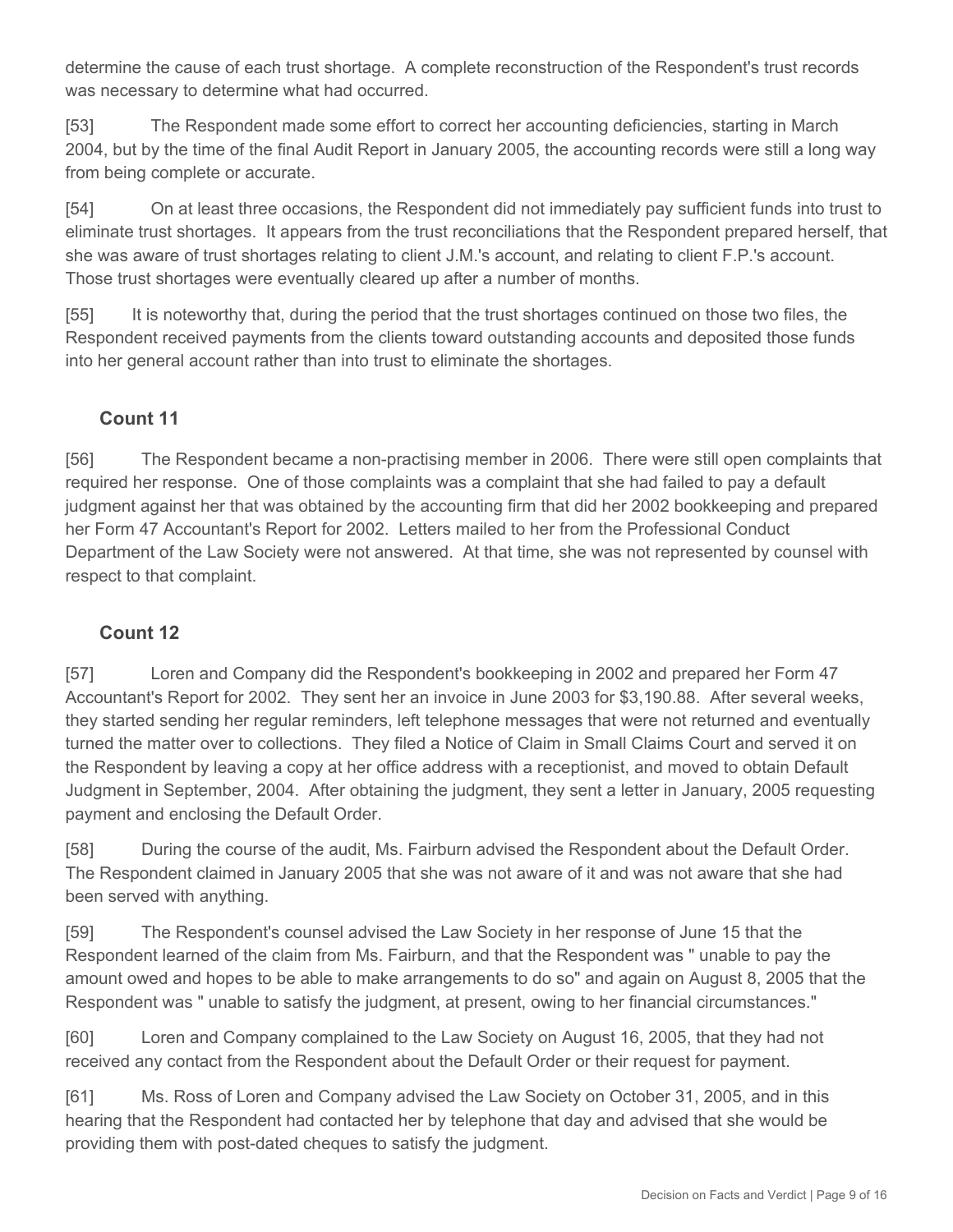determine the cause of each trust shortage. A complete reconstruction of the Respondent's trust records was necessary to determine what had occurred.

[53] The Respondent made some effort to correct her accounting deficiencies, starting in March 2004, but by the time of the final Audit Report in January 2005, the accounting records were still a long way from being complete or accurate.

[54] On at least three occasions, the Respondent did not immediately pay sufficient funds into trust to eliminate trust shortages. It appears from the trust reconciliations that the Respondent prepared herself, that she was aware of trust shortages relating to client J.M.'s account, and relating to client F.P.'s account. Those trust shortages were eventually cleared up after a number of months.

[55] It is noteworthy that, during the period that the trust shortages continued on those two files, the Respondent received payments from the clients toward outstanding accounts and deposited those funds into her general account rather than into trust to eliminate the shortages.

### Count 11

[56] The Respondent became a non-practising member in 2006. There were still open complaints that required her response. One of those complaints was a complaint that she had failed to pay a default judgment against her that was obtained by the accounting firm that did her 2002 bookkeeping and prepared her Form 47 Accountant's Report for 2002. Letters mailed to her from the Professional Conduct Department of the Law Society were not answered. At that time, she was not represented by counsel with respect to that complaint.

### Count 12

[57] Loren and Company did the Respondent's bookkeeping in 2002 and prepared her Form 47 Accountant's Report for 2002. They sent her an invoice in June 2003 for $3,190.88. After several weeks, they started sending her regular reminders, left telephone messages that were not returned and eventually turned the matter over to collections. They filed a Notice of Claim in Small Claims Court and served it on the Respondent by leaving a copy at her office address with a receptionist, and moved to obtain Default Judgment in September, 2004. After obtaining the judgment, they sent a letter in January, 2005 requesting payment and enclosing the Default Order.

[58] During the course of the audit, Ms. Fairburn advised the Respondent about the Default Order. The Respondent claimed in January 2005 that she was not aware of it and was not aware that she had been served with anything.

[59] The Respondent's counsel advised the Law Society in her response of June 15 that the Respondent learned of the claim from Ms. Fairburn, and that the Respondent was " unable to pay the amount owed and hopes to be able to make arrangements to do so" and again on August 8, 2005 that the Respondent was " unable to satisfy the judgment, at present, owing to her financial circumstances."

[60] Loren and Company complained to the Law Society on August 16, 2005, that they had not received any contact from the Respondent about the Default Order or their request for payment.

[61] Ms. Ross of Loren and Company advised the Law Society on October 31, 2005, and in this hearing that the Respondent had contacted her by telephone that day and advised that she would be providing them with post-dated cheques to satisfy the judgment.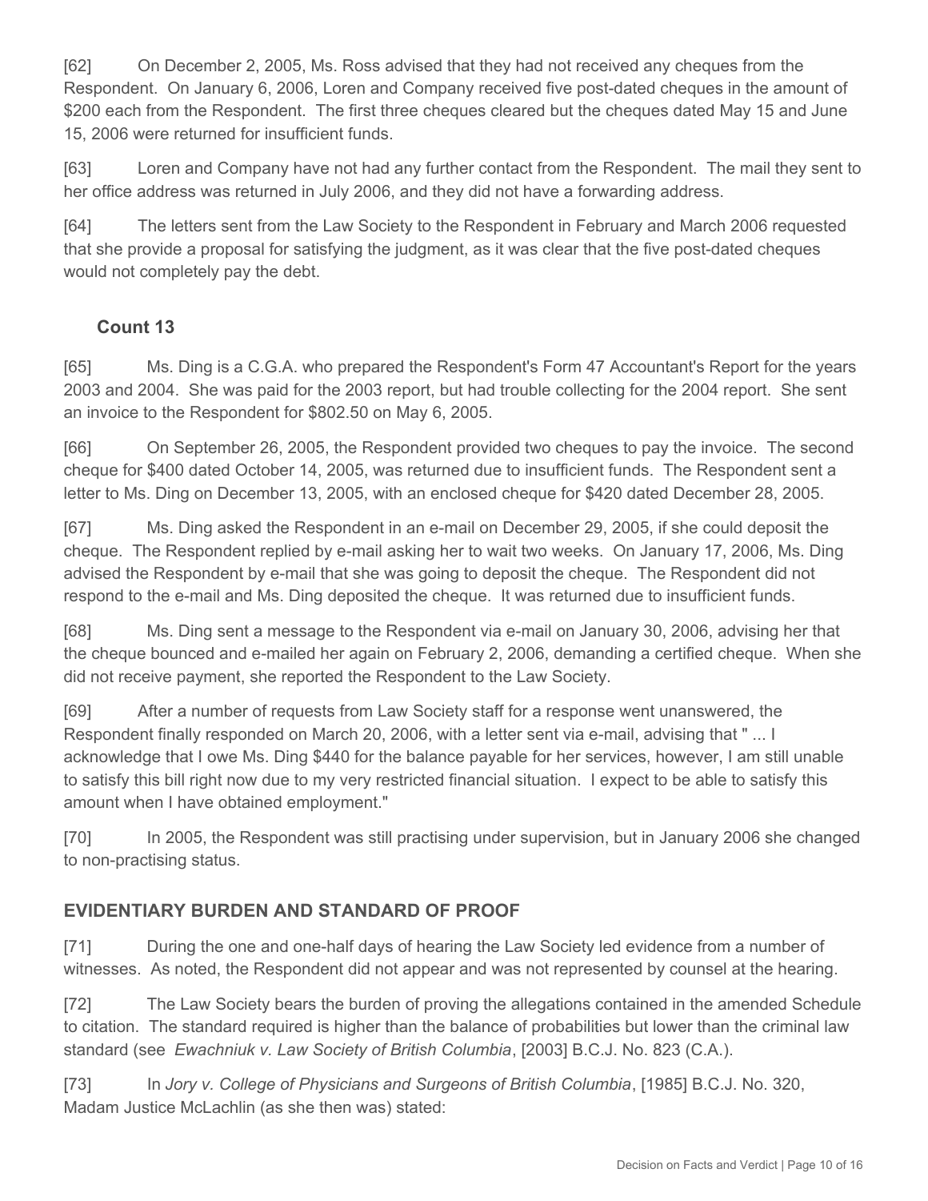[62] On December 2, 2005, Ms. Ross advised that they had not received any cheques from the Respondent. On January 6, 2006, Loren and Company received five post-dated cheques in the amount of $200 each from the Respondent. The first three cheques cleared but the cheques dated May 15 and June 15, 2006 were returned for insufficient funds.

[63] Loren and Company have not had any further contact from the Respondent. The mail they sent to her office address was returned in July 2006, and they did not have a forwarding address.

[64] The letters sent from the Law Society to the Respondent in February and March 2006 requested that she provide a proposal for satisfying the judgment, as it was clear that the five post-dated cheques would not completely pay the debt.

### Count 13

[65] Ms. Ding is a C.G.A. who prepared the Respondent's Form 47 Accountant's Report for the years 2003 and 2004. She was paid for the 2003 report, but had trouble collecting for the 2004 report. She sent an invoice to the Respondent for $802.50 on May 6, 2005.

[66] On September 26, 2005, the Respondent provided two cheques to pay the invoice. The second cheque for $400 dated October 14, 2005, was returned due to insufficient funds. The Respondent sent a letter to Ms. Ding on December 13, 2005, with an enclosed cheque for $420 dated December 28, 2005.

[67] Ms. Ding asked the Respondent in an e-mail on December 29, 2005, if she could deposit the cheque. The Respondent replied by e-mail asking her to wait two weeks. On January 17, 2006, Ms. Ding advised the Respondent by e-mail that she was going to deposit the cheque. The Respondent did not respond to the e-mail and Ms. Ding deposited the cheque. It was returned due to insufficient funds.

[68] Ms. Ding sent a message to the Respondent via e-mail on January 30, 2006, advising her that the cheque bounced and e-mailed her again on February 2, 2006, demanding a certified cheque. When she did not receive payment, she reported the Respondent to the Law Society.

[69] After a number of requests from Law Society staff for a response went unanswered, the Respondent finally responded on March 20, 2006, with a letter sent via e-mail, advising that " ... I acknowledge that I owe Ms. Ding $440 for the balance payable for her services, however, I am still unable to satisfy this bill right now due to my very restricted financial situation. I expect to be able to satisfy this amount when I have obtained employment."

[70] In 2005, the Respondent was still practising under supervision, but in January 2006 she changed to non-practising status.

## EVIDENTIARY BURDEN AND STANDARD OF PROOF

[71] During the one and one-half days of hearing the Law Society led evidence from a number of witnesses. As noted, the Respondent did not appear and was not represented by counsel at the hearing.

[72] The Law Society bears the burden of proving the allegations contained in the amended Schedule to citation. The standard required is higher than the balance of probabilities but lower than the criminal law standard (see *Ewachniuk v. Law Society of British Columbia*, [2003] B.C.J. No. 823 (C.A.).

[73] In *Jory v. College of Physicians and Surgeons of British Columbia*, [1985] B.C.J. No. 320, Madam Justice McLachlin (as she then was) stated: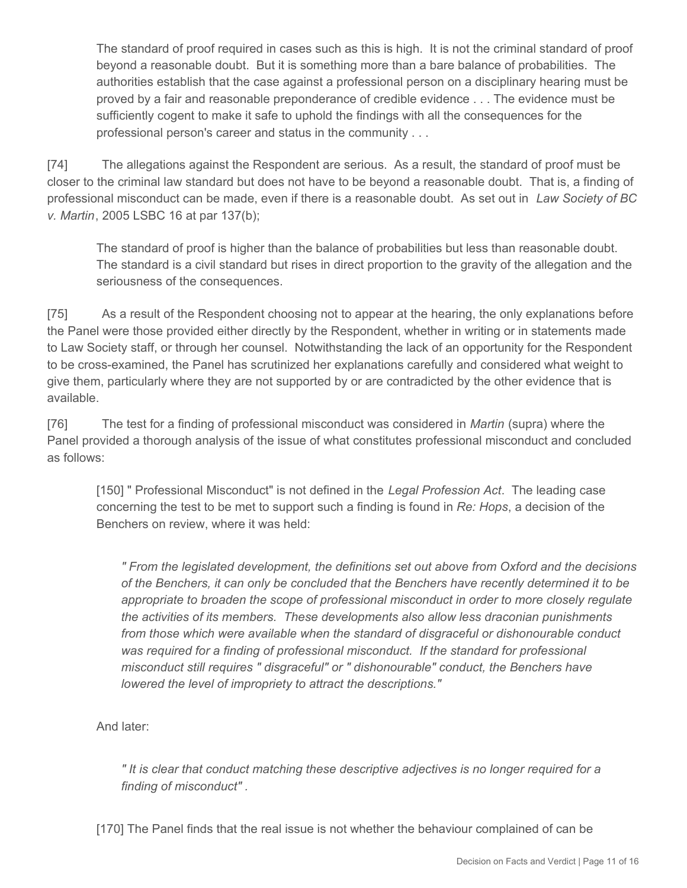> The standard of proof required in cases such as this is high. It is not the criminal standard of proof beyond a reasonable doubt. But it is something more than a bare balance of probabilities. The authorities establish that the case against a professional person on a disciplinary hearing must be proved by a fair and reasonable preponderance of credible evidence . . . The evidence must be sufficiently cogent to make it safe to uphold the findings with all the consequences for the professional person's career and status in the community . . .

[74] The allegations against the Respondent are serious. As a result, the standard of proof must be closer to the criminal law standard but does not have to be beyond a reasonable doubt. That is, a finding of professional misconduct can be made, even if there is a reasonable doubt. As set out in *Law Society of BC v. Martin*, 2005 LSBC 16 at par 137(b);

> The standard of proof is higher than the balance of probabilities but less than reasonable doubt. The standard is a civil standard but rises in direct proportion to the gravity of the allegation and the seriousness of the consequences.

[75] As a result of the Respondent choosing not to appear at the hearing, the only explanations before the Panel were those provided either directly by the Respondent, whether in writing or in statements made to Law Society staff, or through her counsel. Notwithstanding the lack of an opportunity for the Respondent to be cross-examined, the Panel has scrutinized her explanations carefully and considered what weight to give them, particularly where they are not supported by or are contradicted by the other evidence that is available.

[76] The test for a finding of professional misconduct was considered in *Martin* (supra) where the Panel provided a thorough analysis of the issue of what constitutes professional misconduct and concluded as follows:

> [150] " Professional Misconduct" is not defined in the *Legal Profession Act*. The leading case concerning the test to be met to support such a finding is found in *Re: Hops*, a decision of the Benchers on review, where it was held:
>
> > *" From the legislated development, the definitions set out above from Oxford and the decisions of the Benchers, it can only be concluded that the Benchers have recently determined it to be appropriate to broaden the scope of professional misconduct in order to more closely regulate the activities of its members. These developments also allow less draconian punishments from those which were available when the standard of disgraceful or dishonourable conduct was required for a finding of professional misconduct. If the standard for professional misconduct still requires " disgraceful" or " dishonourable" conduct, the Benchers have lowered the level of impropriety to attract the descriptions."*
>
> And later:
>
> > *" It is clear that conduct matching these descriptive adjectives is no longer required for a finding of misconduct" .*
>
> [170] The Panel finds that the real issue is not whether the behaviour complained of can be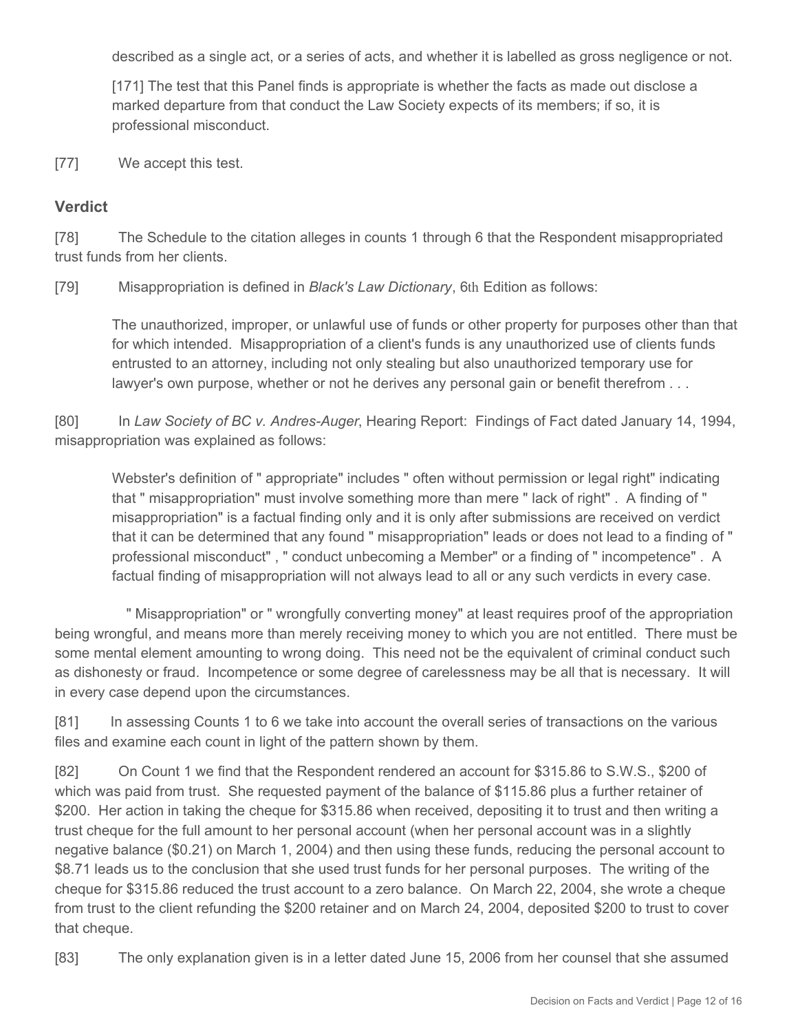described as a single act, or a series of acts, and whether it is labelled as gross negligence or not.

> [171] The test that this Panel finds is appropriate is whether the facts as made out disclose a marked departure from that conduct the Law Society expects of its members; if so, it is professional misconduct.

[77] We accept this test.

## Verdict

[78] The Schedule to the citation alleges in counts 1 through 6 that the Respondent misappropriated trust funds from her clients.

[79] Misappropriation is defined in *Black's Law Dictionary*, 6th Edition as follows:

> The unauthorized, improper, or unlawful use of funds or other property for purposes other than that for which intended. Misappropriation of a client's funds is any unauthorized use of clients funds entrusted to an attorney, including not only stealing but also unauthorized temporary use for lawyer's own purpose, whether or not he derives any personal gain or benefit therefrom . . .

[80] In *Law Society of BC v. Andres-Auger*, Hearing Report: Findings of Fact dated January 14, 1994, misappropriation was explained as follows:

> Webster's definition of " appropriate" includes " often without permission or legal right" indicating that " misappropriation" must involve something more than mere " lack of right" . A finding of " misappropriation" is a factual finding only and it is only after submissions are received on verdict that it can be determined that any found " misappropriation" leads or does not lead to a finding of " professional misconduct" , " conduct unbecoming a Member" or a finding of " incompetence" . A factual finding of misappropriation will not always lead to all or any such verdicts in every case.

" Misappropriation" or " wrongfully converting money" at least requires proof of the appropriation being wrongful, and means more than merely receiving money to which you are not entitled. There must be some mental element amounting to wrong doing. This need not be the equivalent of criminal conduct such as dishonesty or fraud. Incompetence or some degree of carelessness may be all that is necessary. It will in every case depend upon the circumstances.

[81] In assessing Counts 1 to 6 we take into account the overall series of transactions on the various files and examine each count in light of the pattern shown by them.

[82] On Count 1 we find that the Respondent rendered an account for $315.86 to S.W.S., $200 of which was paid from trust. She requested payment of the balance of $115.86 plus a further retainer of $200. Her action in taking the cheque for $315.86 when received, depositing it to trust and then writing a trust cheque for the full amount to her personal account (when her personal account was in a slightly negative balance ($0.21) on March 1, 2004) and then using these funds, reducing the personal account to $8.71 leads us to the conclusion that she used trust funds for her personal purposes. The writing of the cheque for $315.86 reduced the trust account to a zero balance. On March 22, 2004, she wrote a cheque from trust to the client refunding the $200 retainer and on March 24, 2004, deposited $200 to trust to cover that cheque.

[83] The only explanation given is in a letter dated June 15, 2006 from her counsel that she assumed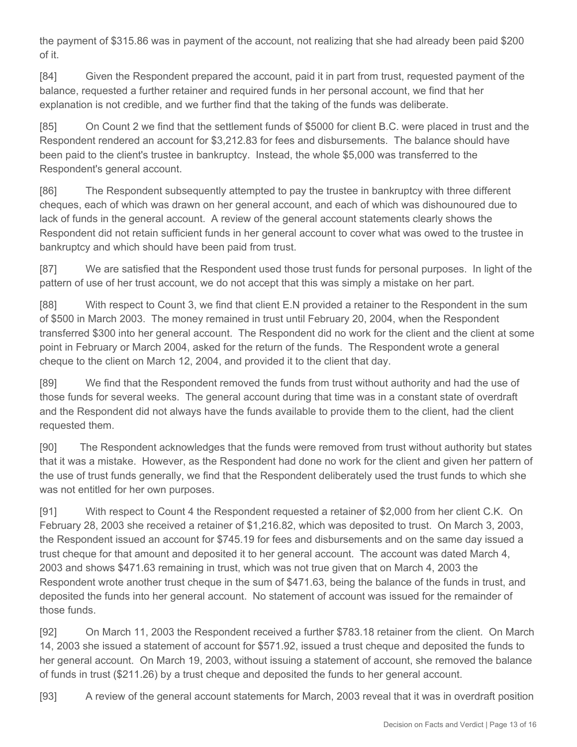the payment of $315.86 was in payment of the account, not realizing that she had already been paid $200 of it.

[84] Given the Respondent prepared the account, paid it in part from trust, requested payment of the balance, requested a further retainer and required funds in her personal account, we find that her explanation is not credible, and we further find that the taking of the funds was deliberate.

[85] On Count 2 we find that the settlement funds of $5000 for client B.C. were placed in trust and the Respondent rendered an account for $3,212.83 for fees and disbursements. The balance should have been paid to the client's trustee in bankruptcy. Instead, the whole $5,000 was transferred to the Respondent's general account.

[86] The Respondent subsequently attempted to pay the trustee in bankruptcy with three different cheques, each of which was drawn on her general account, and each of which was dishounoured due to lack of funds in the general account. A review of the general account statements clearly shows the Respondent did not retain sufficient funds in her general account to cover what was owed to the trustee in bankruptcy and which should have been paid from trust.

[87] We are satisfied that the Respondent used those trust funds for personal purposes. In light of the pattern of use of her trust account, we do not accept that this was simply a mistake on her part.

[88] With respect to Count 3, we find that client E.N provided a retainer to the Respondent in the sum of $500 in March 2003. The money remained in trust until February 20, 2004, when the Respondent transferred $300 into her general account. The Respondent did no work for the client and the client at some point in February or March 2004, asked for the return of the funds. The Respondent wrote a general cheque to the client on March 12, 2004, and provided it to the client that day.

[89] We find that the Respondent removed the funds from trust without authority and had the use of those funds for several weeks. The general account during that time was in a constant state of overdraft and the Respondent did not always have the funds available to provide them to the client, had the client requested them.

[90] The Respondent acknowledges that the funds were removed from trust without authority but states that it was a mistake. However, as the Respondent had done no work for the client and given her pattern of the use of trust funds generally, we find that the Respondent deliberately used the trust funds to which she was not entitled for her own purposes.

[91] With respect to Count 4 the Respondent requested a retainer of $2,000 from her client C.K. On February 28, 2003 she received a retainer of $1,216.82, which was deposited to trust. On March 3, 2003, the Respondent issued an account for $745.19 for fees and disbursements and on the same day issued a trust cheque for that amount and deposited it to her general account. The account was dated March 4, 2003 and shows $471.63 remaining in trust, which was not true given that on March 4, 2003 the Respondent wrote another trust cheque in the sum of $471.63, being the balance of the funds in trust, and deposited the funds into her general account. No statement of account was issued for the remainder of those funds.

[92] On March 11, 2003 the Respondent received a further $783.18 retainer from the client. On March 14, 2003 she issued a statement of account for $571.92, issued a trust cheque and deposited the funds to her general account. On March 19, 2003, without issuing a statement of account, she removed the balance of funds in trust ($211.26) by a trust cheque and deposited the funds to her general account.

[93] A review of the general account statements for March, 2003 reveal that it was in overdraft position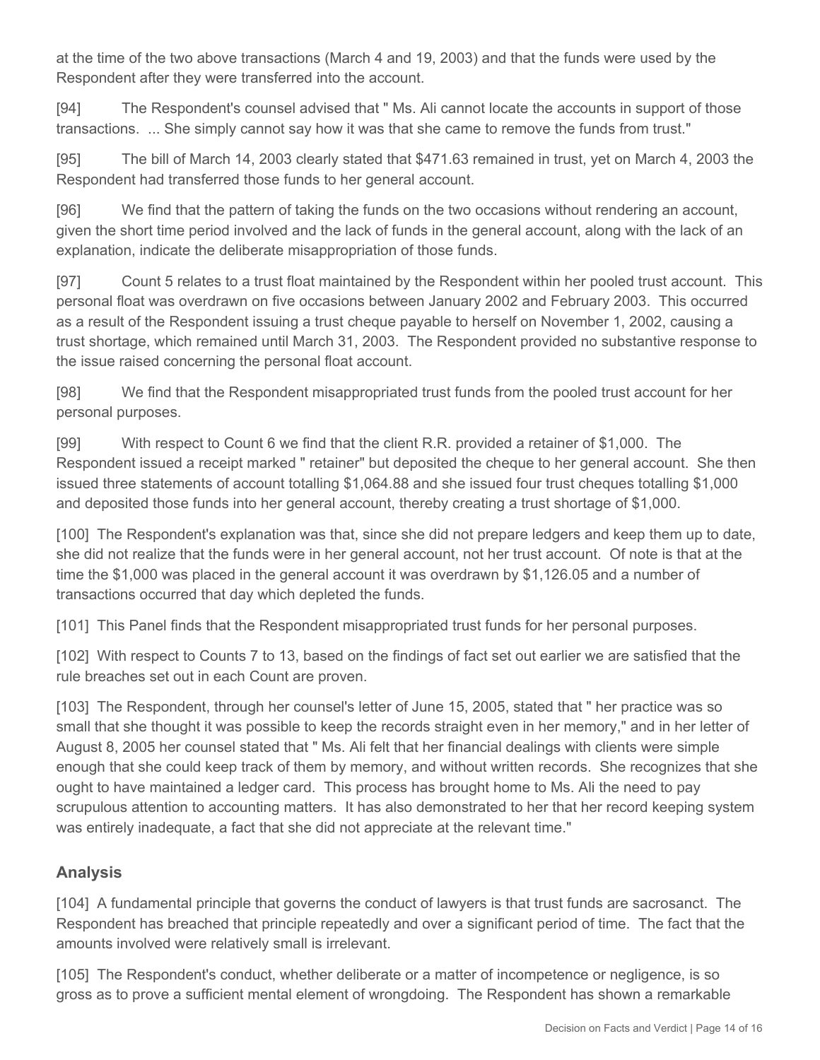at the time of the two above transactions (March 4 and 19, 2003) and that the funds were used by the Respondent after they were transferred into the account.

[94] The Respondent's counsel advised that " Ms. Ali cannot locate the accounts in support of those transactions. ... She simply cannot say how it was that she came to remove the funds from trust."

[95] The bill of March 14, 2003 clearly stated that $471.63 remained in trust, yet on March 4, 2003 the Respondent had transferred those funds to her general account.

[96] We find that the pattern of taking the funds on the two occasions without rendering an account, given the short time period involved and the lack of funds in the general account, along with the lack of an explanation, indicate the deliberate misappropriation of those funds.

[97] Count 5 relates to a trust float maintained by the Respondent within her pooled trust account. This personal float was overdrawn on five occasions between January 2002 and February 2003. This occurred as a result of the Respondent issuing a trust cheque payable to herself on November 1, 2002, causing a trust shortage, which remained until March 31, 2003. The Respondent provided no substantive response to the issue raised concerning the personal float account.

[98] We find that the Respondent misappropriated trust funds from the pooled trust account for her personal purposes.

[99] With respect to Count 6 we find that the client R.R. provided a retainer of $1,000. The Respondent issued a receipt marked " retainer" but deposited the cheque to her general account. She then issued three statements of account totalling $1,064.88 and she issued four trust cheques totalling $1,000 and deposited those funds into her general account, thereby creating a trust shortage of $1,000.

[100] The Respondent's explanation was that, since she did not prepare ledgers and keep them up to date, she did not realize that the funds were in her general account, not her trust account. Of note is that at the time the $1,000 was placed in the general account it was overdrawn by $1,126.05 and a number of transactions occurred that day which depleted the funds.

[101] This Panel finds that the Respondent misappropriated trust funds for her personal purposes.

[102] With respect to Counts 7 to 13, based on the findings of fact set out earlier we are satisfied that the rule breaches set out in each Count are proven.

[103] The Respondent, through her counsel's letter of June 15, 2005, stated that " her practice was so small that she thought it was possible to keep the records straight even in her memory," and in her letter of August 8, 2005 her counsel stated that " Ms. Ali felt that her financial dealings with clients were simple enough that she could keep track of them by memory, and without written records. She recognizes that she ought to have maintained a ledger card. This process has brought home to Ms. Ali the need to pay scrupulous attention to accounting matters. It has also demonstrated to her that her record keeping system was entirely inadequate, a fact that she did not appreciate at the relevant time."

## Analysis

[104] A fundamental principle that governs the conduct of lawyers is that trust funds are sacrosanct. The Respondent has breached that principle repeatedly and over a significant period of time. The fact that the amounts involved were relatively small is irrelevant.

[105] The Respondent's conduct, whether deliberate or a matter of incompetence or negligence, is so gross as to prove a sufficient mental element of wrongdoing. The Respondent has shown a remarkable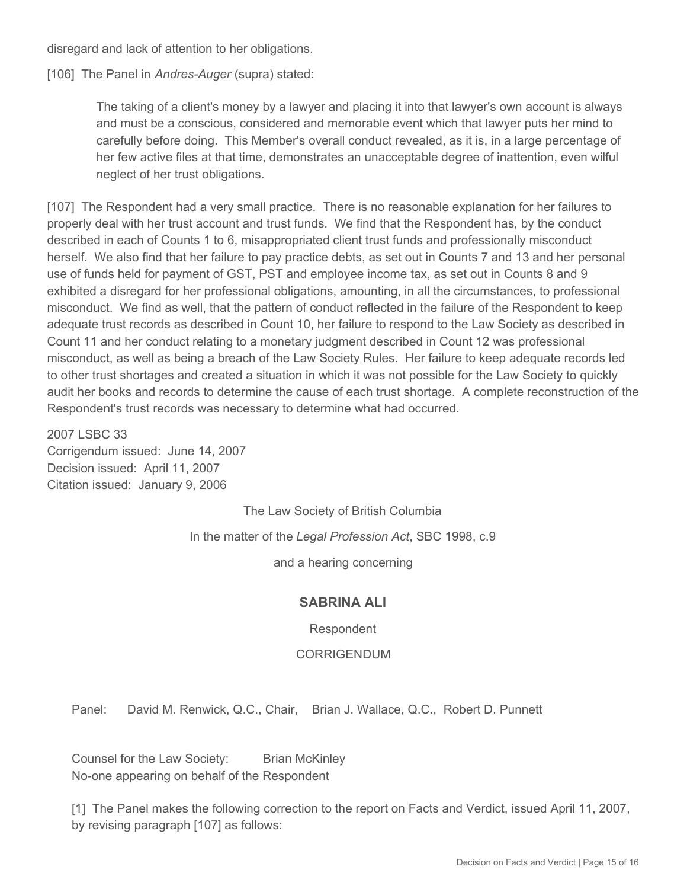disregard and lack of attention to her obligations.

[106] The Panel in *Andres-Auger* (supra) stated:

> The taking of a client's money by a lawyer and placing it into that lawyer's own account is always and must be a conscious, considered and memorable event which that lawyer puts her mind to carefully before doing. This Member's overall conduct revealed, as it is, in a large percentage of her few active files at that time, demonstrates an unacceptable degree of inattention, even wilful neglect of her trust obligations.

[107] The Respondent had a very small practice. There is no reasonable explanation for her failures to properly deal with her trust account and trust funds. We find that the Respondent has, by the conduct described in each of Counts 1 to 6, misappropriated client trust funds and professionally misconduct herself. We also find that her failure to pay practice debts, as set out in Counts 7 and 13 and her personal use of funds held for payment of GST, PST and employee income tax, as set out in Counts 8 and 9 exhibited a disregard for her professional obligations, amounting, in all the circumstances, to professional misconduct. We find as well, that the pattern of conduct reflected in the failure of the Respondent to keep adequate trust records as described in Count 10, her failure to respond to the Law Society as described in Count 11 and her conduct relating to a monetary judgment described in Count 12 was professional misconduct, as well as being a breach of the Law Society Rules. Her failure to keep adequate records led to other trust shortages and created a situation in which it was not possible for the Law Society to quickly audit her books and records to determine the cause of each trust shortage. A complete reconstruction of the Respondent's trust records was necessary to determine what had occurred.

2007 LSBC 33
Corrigendum issued: June 14, 2007
Decision issued: April 11, 2007
Citation issued: January 9, 2006

The Law Society of British Columbia

In the matter of the *Legal Profession Act*, SBC 1998, c.9

and a hearing concerning

**SABRINA ALI**

Respondent

CORRIGENDUM

Panel: David M. Renwick, Q.C., Chair, Brian J. Wallace, Q.C., Robert D. Punnett

Counsel for the Law Society: Brian McKinley
No-one appearing on behalf of the Respondent

[1] The Panel makes the following correction to the report on Facts and Verdict, issued April 11, 2007, by revising paragraph [107] as follows: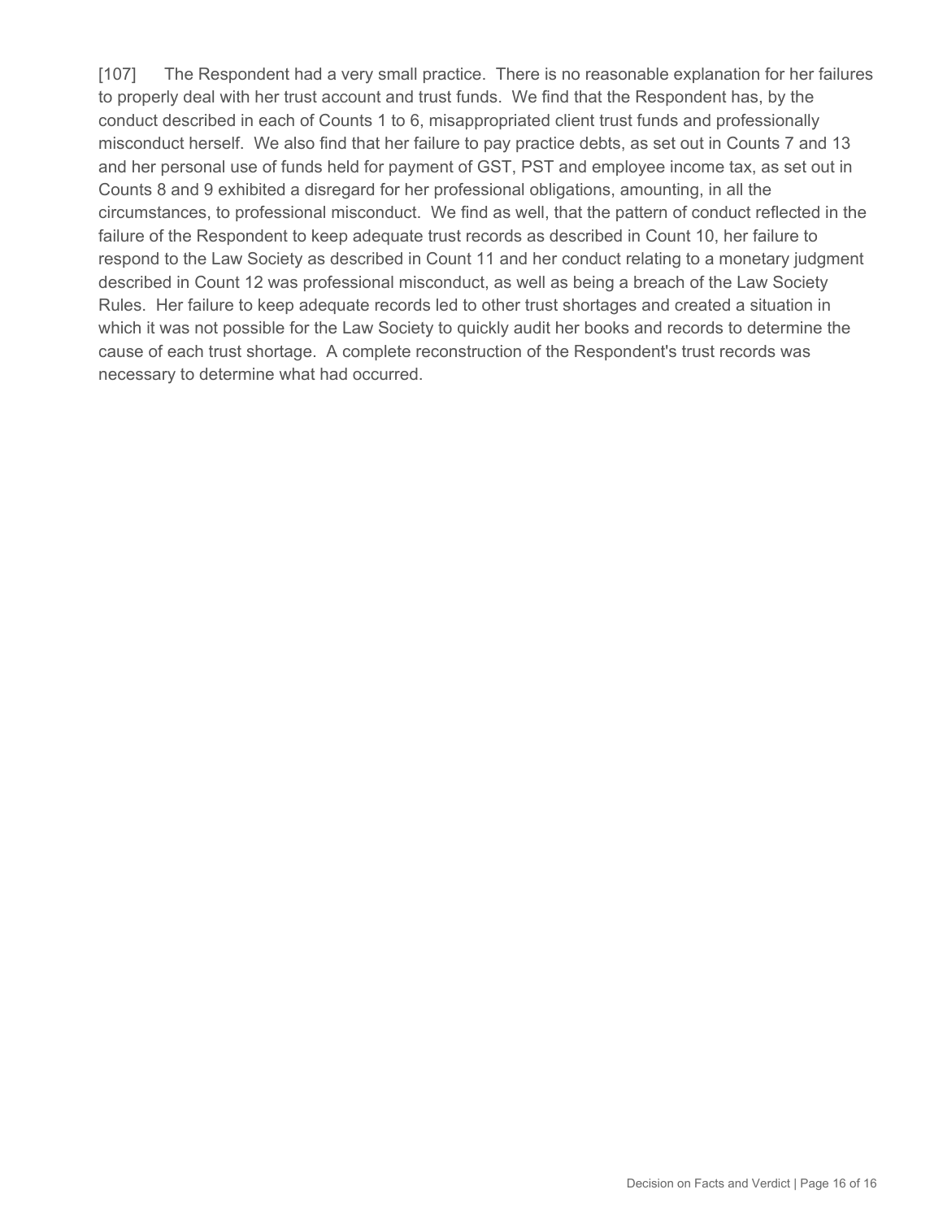[107] The Respondent had a very small practice. There is no reasonable explanation for her failures to properly deal with her trust account and trust funds. We find that the Respondent has, by the conduct described in each of Counts 1 to 6, misappropriated client trust funds and professionally misconduct herself. We also find that her failure to pay practice debts, as set out in Counts 7 and 13 and her personal use of funds held for payment of GST, PST and employee income tax, as set out in Counts 8 and 9 exhibited a disregard for her professional obligations, amounting, in all the circumstances, to professional misconduct. We find as well, that the pattern of conduct reflected in the failure of the Respondent to keep adequate trust records as described in Count 10, her failure to respond to the Law Society as described in Count 11 and her conduct relating to a monetary judgment described in Count 12 was professional misconduct, as well as being a breach of the Law Society Rules. Her failure to keep adequate records led to other trust shortages and created a situation in which it was not possible for the Law Society to quickly audit her books and records to determine the cause of each trust shortage. A complete reconstruction of the Respondent's trust records was necessary to determine what had occurred.